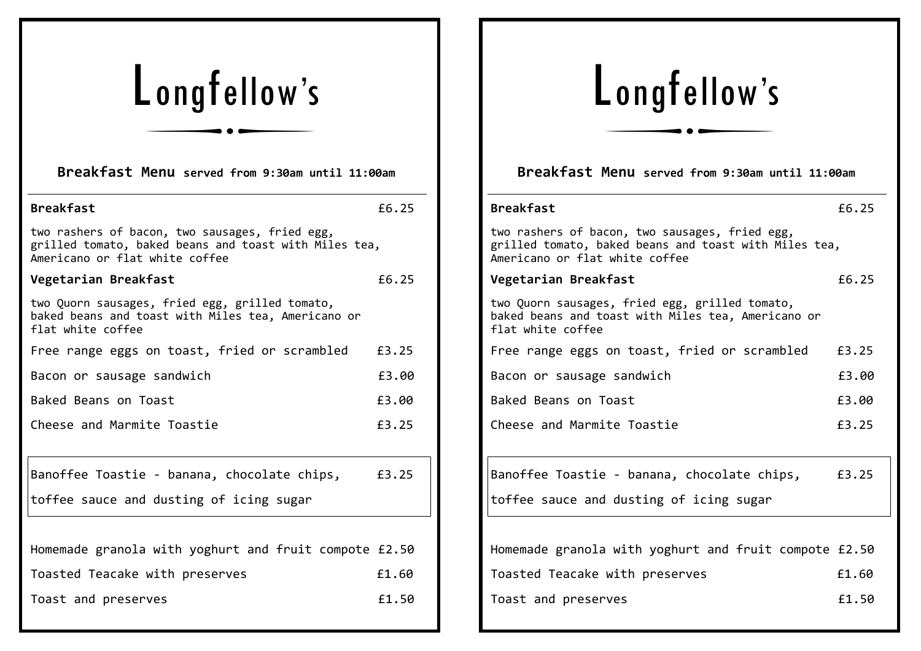# Longfellow's

## Breakfast Menu served from 9:30am until 11:00am

| | |
|---|---|
| **Breakfast** | £6.25 |
| two rashers of bacon, two sausages, fried egg, grilled tomato, baked beans and toast with Miles tea, Americano or flat white coffee | |
| **Vegetarian Breakfast** | £6.25 |
| two Quorn sausages, fried egg, grilled tomato, baked beans and toast with Miles tea, Americano or flat white coffee | |
| Free range eggs on toast, fried or scrambled | £3.25 |
| Bacon or sausage sandwich | £3.00 |
| Baked Beans on Toast | £3.00 |
| Cheese and Marmite Toastie | £3.25 |
| Banoffee Toastie - banana, chocolate chips, toffee sauce and dusting of icing sugar | £3.25 |
| Homemade granola with yoghurt and fruit compote | £2.50 |
| Toasted Teacake with preserves | £1.60 |
| Toast and preserves | £1.50 |

# Longfellow's

## Breakfast Menu served from 9:30am until 11:00am

| | |
|---|---|
| **Breakfast** | £6.25 |
| two rashers of bacon, two sausages, fried egg, grilled tomato, baked beans and toast with Miles tea, Americano or flat white coffee | |
| **Vegetarian Breakfast** | £6.25 |
| two Quorn sausages, fried egg, grilled tomato, baked beans and toast with Miles tea, Americano or flat white coffee | |
| Free range eggs on toast, fried or scrambled | £3.25 |
| Bacon or sausage sandwich | £3.00 |
| Baked Beans on Toast | £3.00 |
| Cheese and Marmite Toastie | £3.25 |
| Banoffee Toastie - banana, chocolate chips, toffee sauce and dusting of icing sugar | £3.25 |
| Homemade granola with yoghurt and fruit compote | £2.50 |
| Toasted Teacake with preserves | £1.60 |
| Toast and preserves | £1.50 |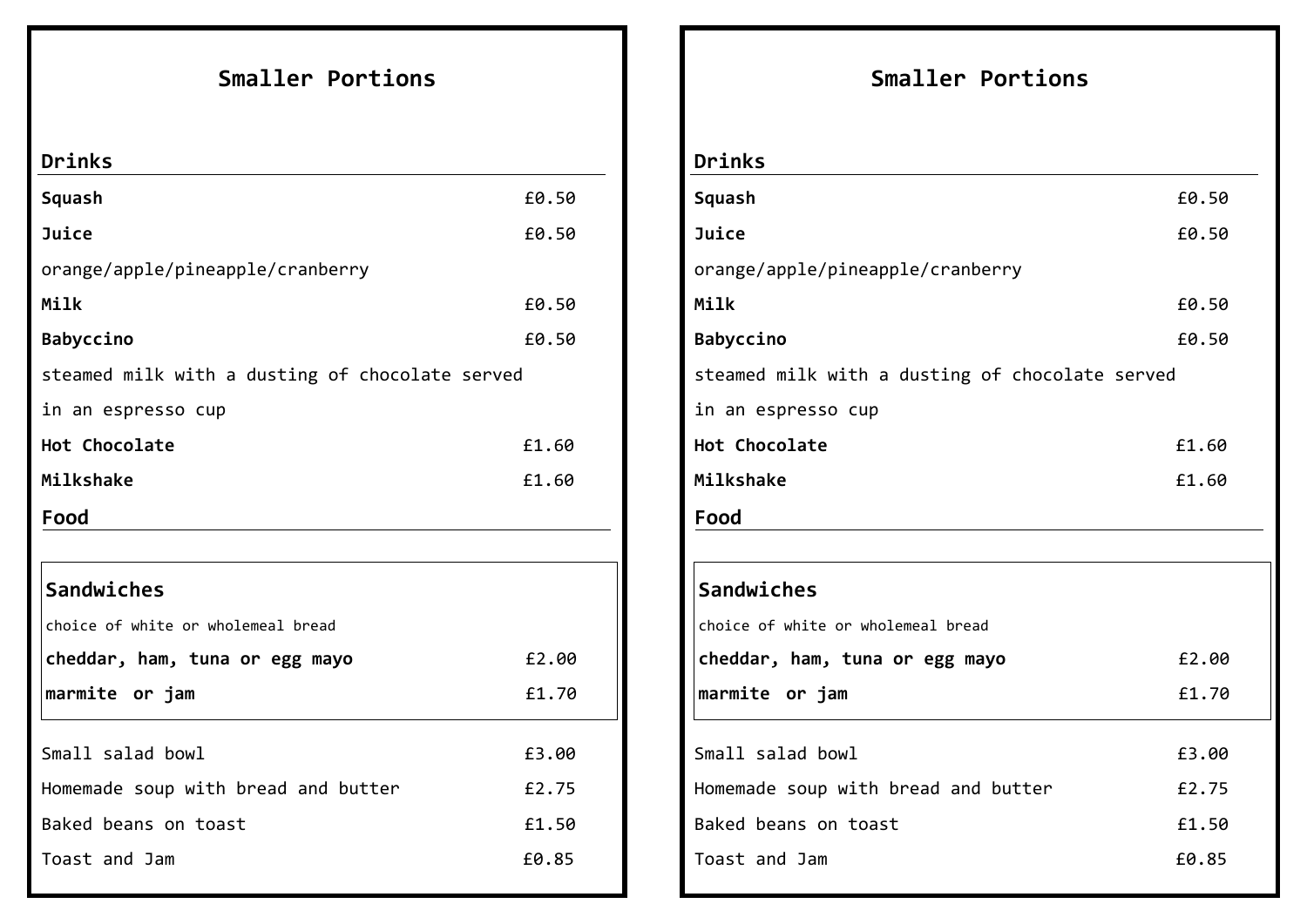# Smaller Portions

## Drinks

| | |
|---|---|
| **Squash** | £0.50 |
| **Juice** | £0.50 |
| orange/apple/pineapple/cranberry | |
| **Milk** | £0.50 |
| **Babyccino** | £0.50 |
| steamed milk with a dusting of chocolate served in an espresso cup | |
| **Hot Chocolate** | £1.60 |
| **Milkshake** | £1.60 |

## Food

### Sandwiches

choice of white or wholemeal bread

| | |
|---|---|
| **cheddar, ham, tuna or egg mayo** | £2.00 |
| **marmite or jam** | £1.70 |

| | |
|---|---|
| Small salad bowl | £3.00 |
| Homemade soup with bread and butter | £2.75 |
| Baked beans on toast | £1.50 |
| Toast and Jam | £0.85 |

# Smaller Portions

## Drinks

| | |
|---|---|
| **Squash** | £0.50 |
| **Juice** | £0.50 |
| orange/apple/pineapple/cranberry | |
| **Milk** | £0.50 |
| **Babyccino** | £0.50 |
| steamed milk with a dusting of chocolate served in an espresso cup | |
| **Hot Chocolate** | £1.60 |
| **Milkshake** | £1.60 |

## Food

### Sandwiches

choice of white or wholemeal bread

| | |
|---|---|
| **cheddar, ham, tuna or egg mayo** | £2.00 |
| **marmite or jam** | £1.70 |

| | |
|---|---|
| Small salad bowl | £3.00 |
| Homemade soup with bread and butter | £2.75 |
| Baked beans on toast | £1.50 |
| Toast and Jam | £0.85 |